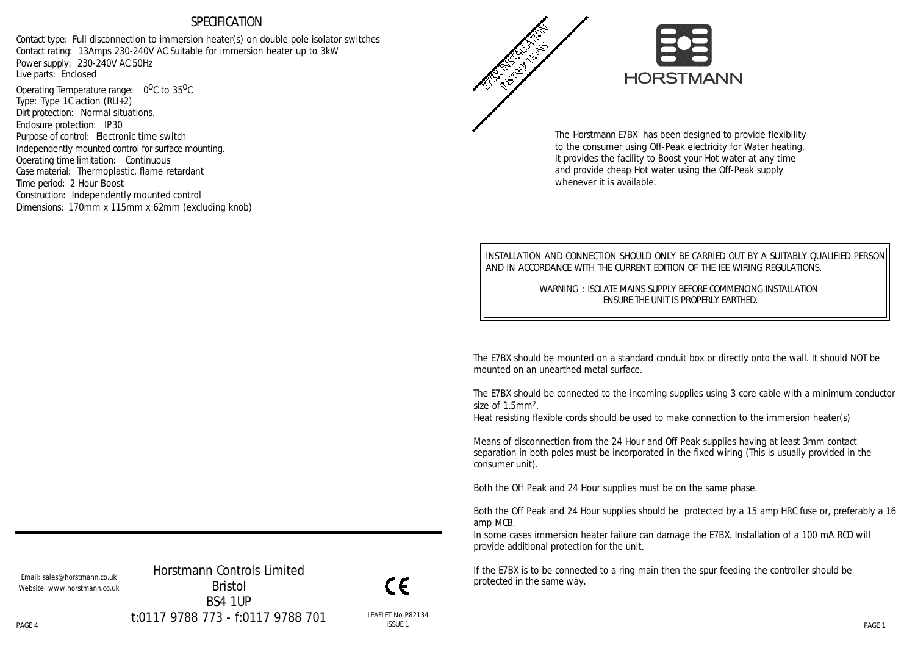## SPECIFICATION

Contact type: Full disconnection to immersion heater(s) on double pole isolator switches
Contact rating: 13Amps 230-240V AC Suitable for immersion heater up to 3kW
Power supply: 230-240V AC 50Hz
Live parts: Enclosed
Operating Temperature range: $0^{o}$C to $35^{o}$C
Type: Type 1C action (RLI+2)
Dirt protection: Normal situations.
Enclosure protection: IP30
Purpose of control: Electronic time switch
Independently mounted control for surface mounting.
Operating time limitation: Continuous
Case material: Thermoplastic, flame retardant
Time period: 2 Hour Boost
Construction: Independently mounted control
Dimensions: 170mm x 115mm x 62mm (excluding knob)

Email: sales@horstmann.co.uk
Website: www.horstmann.co.uk

Horstmann Controls Limited
Bristol
BS4 1UP
t:0117 9788 773 - f:0117 9788 701

CE

LEAFLET No P82134
ISSUE 1

E7BX INSTALLATION INSTRUCTIONS

HORSTMANN

The Horstmann E7BX has been designed to provide flexibility to the consumer using Off-Peak electricity for Water heating. It provides the facility to Boost your Hot water at any time and provide cheap Hot water using the Off-Peak supply whenever it is available.

INSTALLATION AND CONNECTION SHOULD ONLY BE CARRIED OUT BY A SUITABLY QUALIFIED PERSON AND IN ACCORDANCE WITH THE CURRENT EDITION OF THE IEE WIRING REGULATIONS.

WARNING : ISOLATE MAINS SUPPLY BEFORE COMMENCING INSTALLATION
ENSURE THE UNIT IS PROPERLY EARTHED.

The E7BX should be mounted on a standard conduit box or directly onto the wall. It should NOT be mounted on an unearthed metal surface.

The E7BX should be connected to the incoming supplies using 3 core cable with a minimum conductor size of $1.5mm^2$.
Heat resisting flexible cords should be used to make connection to the immersion heater(s)

Means of disconnection from the 24 Hour and Off Peak supplies having at least 3mm contact separation in both poles must be incorporated in the fixed wiring (This is usually provided in the consumer unit).

Both the Off Peak and 24 Hour supplies must be on the same phase.

Both the Off Peak and 24 Hour supplies should be protected by a 15 amp HRC fuse or, preferably a 16 amp MCB.
In some cases immersion heater failure can damage the E7BX. Installation of a 100 mA RCD will provide additional protection for the unit.

If the E7BX is to be connected to a ring main then the spur feeding the controller should be protected in the same way.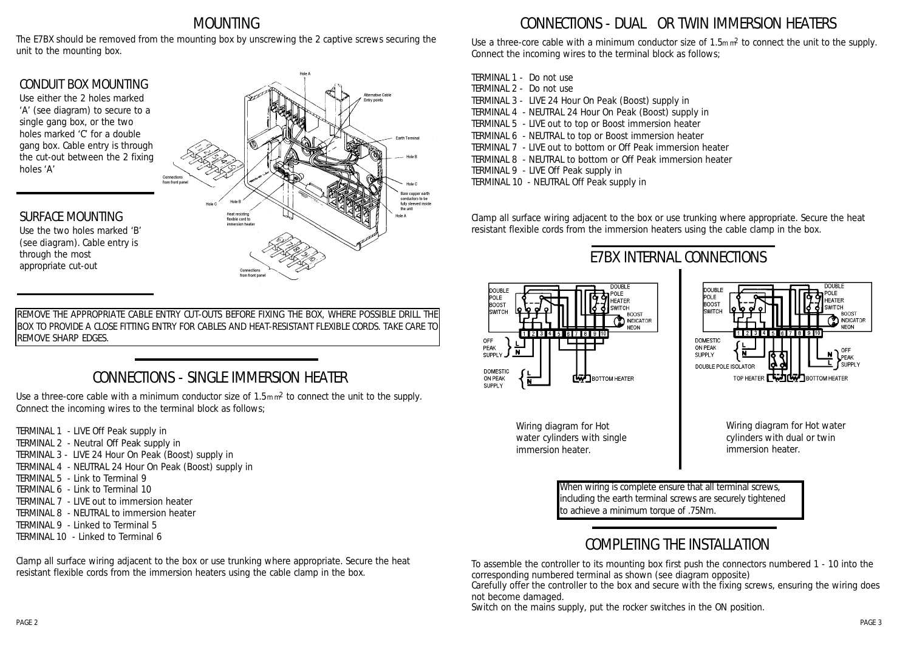# MOUNTING

The E7BX should be removed from the mounting box by unscrewing the 2 captive screws securing the unit to the mounting box.

## CONDUIT BOX MOUNTING

Use either the 2 holes marked 'A' (see diagram) to secure to a single gang box, or the two holes marked 'C' for a double gang box. Cable entry is through the cut-out between the 2 fixing holes 'A'

## SURFACE MOUNTING

Use the two holes marked 'B' (see diagram). Cable entry is through the most appropriate cut-out

Hole A
Alternative Cable Entry points
Earth Terminal
Hole B
Hole C
Bare copper earth conductors to be fully sleeved inside the unit
Hole A
Hole C
Hole B
Heat resisting flexible cord to immersion heater
Connections from front panel
Connections from front panel

REMOVE THE APPROPRIATE CABLE ENTRY CUT-OUTS BEFORE FIXING THE BOX, WHERE POSSIBLE DRILL THE BOX TO PROVIDE A CLOSE FITTING ENTRY FOR CABLES AND HEAT-RESISTANT FLEXIBLE CORDS. TAKE CARE TO REMOVE SHARP EDGES.

# CONNECTIONS - SINGLE IMMERSION HEATER

Use a three-core cable with a minimum conductor size of 1.5mm$^2$ to connect the unit to the supply. Connect the incoming wires to the terminal block as follows;

TERMINAL 1 - LIVE Off Peak supply in
TERMINAL 2 - Neutral Off Peak supply in
TERMINAL 3 - LIVE 24 Hour On Peak (Boost) supply in
TERMINAL 4 - NEUTRAL 24 Hour On Peak (Boost) supply in
TERMINAL 5 - Link to Terminal 9
TERMINAL 6 - Link to Terminal 10
TERMINAL 7 - LIVE out to immersion heater
TERMINAL 8 - NEUTRAL to immersion heater
TERMINAL 9 - Linked to Terminal 5
TERMINAL 10 - Linked to Terminal 6

Clamp all surface wiring adjacent to the box or use trunking where appropriate. Secure the heat resistant flexible cords from the immersion heaters using the cable clamp in the box.

# CONNECTIONS - DUAL OR TWIN IMMERSION HEATERS

Use a three-core cable with a minimum conductor size of 1.5mm$^2$ to connect the unit to the supply. Connect the incoming wires to the terminal block as follows;

TERMINAL 1 - Do not use
TERMINAL 2 - Do not use
TERMINAL 3 - LIVE 24 Hour On Peak (Boost) supply in
TERMINAL 4 - NEUTRAL 24 Hour On Peak (Boost) supply in
TERMINAL 5 - LIVE out to top or Boost immersion heater
TERMINAL 6 - NEUTRAL to top or Boost immersion heater
TERMINAL 7 - LIVE out to bottom or Off Peak immersion heater
TERMINAL 8 - NEUTRAL to bottom or Off Peak immersion heater
TERMINAL 9 - LIVE Off Peak supply in
TERMINAL 10 - NEUTRAL Off Peak supply in

Clamp all surface wiring adjacent to the box or use trunking where appropriate. Secure the heat resistant flexible cords from the immersion heaters using the cable clamp in the box.

# E7BX INTERNAL CONNECTIONS

DOUBLE POLE BOOST SWITCH
DOUBLE POLE HEATER SWITCH
BOOST INDICATOR NEON
1 2 3 4 5 6 7 8 9 10
OFF PEAK SUPPLY
L N
DOMESTIC ON PEAK SUPPLY
L N
BOTTOM HEATER

Wiring diagram for Hot water cylinders with single immersion heater.

DOUBLE POLE BOOST SWITCH
DOUBLE POLE HEATER SWITCH
BOOST INDICATOR NEON
1 2 3 4 5 6 7 8 9 10
DOMESTIC ON PEAK SUPPLY
L N
DOUBLE POLE ISOLATOR
N L
OFF PEAK SUPPLY
TOP HEATER
BOTTOM HEATER

Wiring diagram for Hot water cylinders with dual or twin immersion heater.

When wiring is complete ensure that all terminal screws, including the earth terminal screws are securely tightened to achieve a minimum torque of .75Nm.

# COMPLETING THE INSTALLATION

To assemble the controller to its mounting box first push the connectors numbered 1 - 10 into the corresponding numbered terminal as shown (see diagram opposite)
Carefully offer the controller to the box and secure with the fixing screws, ensuring the wiring does not become damaged.
Switch on the mains supply, put the rocker switches in the ON position.